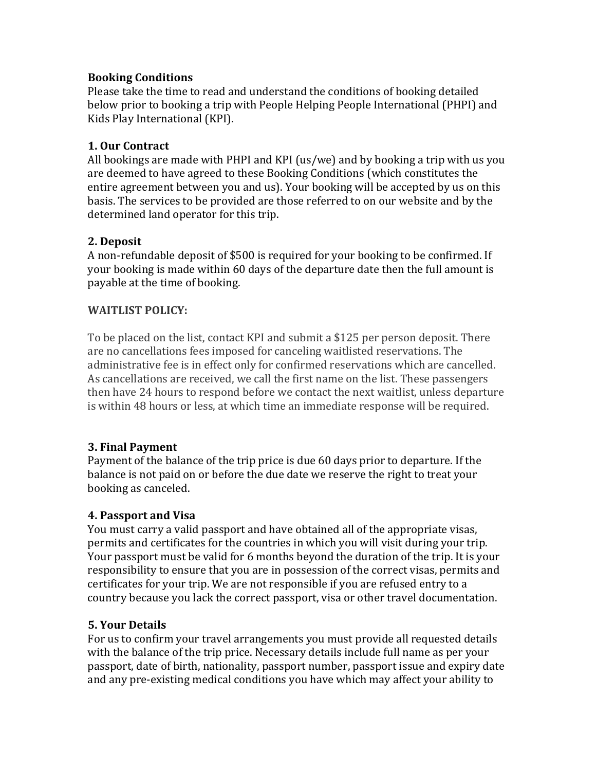## Booking Conditions

Please take the time to read and understand the conditions of booking detailed below prior to booking a trip with People Helping People International (PHPI) and Kids Play International (KPI).

### 1. Our Contract

All bookings are made with PHPI and KPI (us/we) and by booking a trip with us you are deemed to have agreed to these Booking Conditions (which constitutes the entire agreement between you and us). Your booking will be accepted by us on this basis. The services to be provided are those referred to on our website and by the determined land operator for this trip.

### 2. Deposit

A non-refundable deposit of $500 is required for your booking to be confirmed. If your booking is made within 60 days of the departure date then the full amount is payable at the time of booking.

### WAITLIST POLICY:

To be placed on the list, contact KPI and submit a $125 per person deposit. There are no cancellations fees imposed for canceling waitlisted reservations. The administrative fee is in effect only for confirmed reservations which are cancelled. As cancellations are received, we call the first name on the list. These passengers then have 24 hours to respond before we contact the next waitlist, unless departure is within 48 hours or less, at which time an immediate response will be required.

### 3. Final Payment

Payment of the balance of the trip price is due 60 days prior to departure. If the balance is not paid on or before the due date we reserve the right to treat your booking as canceled.

### 4. Passport and Visa

You must carry a valid passport and have obtained all of the appropriate visas, permits and certificates for the countries in which you will visit during your trip. Your passport must be valid for 6 months beyond the duration of the trip. It is your responsibility to ensure that you are in possession of the correct visas, permits and certificates for your trip. We are not responsible if you are refused entry to a country because you lack the correct passport, visa or other travel documentation.

### 5. Your Details

For us to confirm your travel arrangements you must provide all requested details with the balance of the trip price. Necessary details include full name as per your passport, date of birth, nationality, passport number, passport issue and expiry date and any pre-existing medical conditions you have which may affect your ability to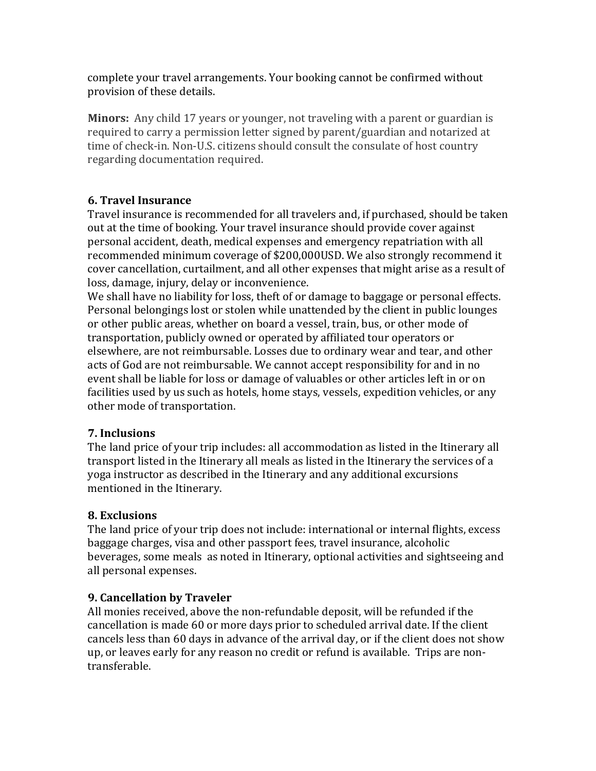complete your travel arrangements. Your booking cannot be confirmed without provision of these details.

**Minors:** Any child 17 years or younger, not traveling with a parent or guardian is required to carry a permission letter signed by parent/guardian and notarized at time of check-in. Non-U.S. citizens should consult the consulate of host country regarding documentation required.

### 6. Travel Insurance

Travel insurance is recommended for all travelers and, if purchased, should be taken out at the time of booking. Your travel insurance should provide cover against personal accident, death, medical expenses and emergency repatriation with all recommended minimum coverage of $200,000USD. We also strongly recommend it cover cancellation, curtailment, and all other expenses that might arise as a result of loss, damage, injury, delay or inconvenience.

We shall have no liability for loss, theft of or damage to baggage or personal effects. Personal belongings lost or stolen while unattended by the client in public lounges or other public areas, whether on board a vessel, train, bus, or other mode of transportation, publicly owned or operated by affiliated tour operators or elsewhere, are not reimbursable. Losses due to ordinary wear and tear, and other acts of God are not reimbursable. We cannot accept responsibility for and in no event shall be liable for loss or damage of valuables or other articles left in or on facilities used by us such as hotels, home stays, vessels, expedition vehicles, or any other mode of transportation.

### 7. Inclusions

The land price of your trip includes: all accommodation as listed in the Itinerary all transport listed in the Itinerary all meals as listed in the Itinerary the services of a yoga instructor as described in the Itinerary and any additional excursions mentioned in the Itinerary.

### 8. Exclusions

The land price of your trip does not include: international or internal flights, excess baggage charges, visa and other passport fees, travel insurance, alcoholic beverages, some meals as noted in Itinerary, optional activities and sightseeing and all personal expenses.

### 9. Cancellation by Traveler

All monies received, above the non-refundable deposit, will be refunded if the cancellation is made 60 or more days prior to scheduled arrival date. If the client cancels less than 60 days in advance of the arrival day, or if the client does not show up, or leaves early for any reason no credit or refund is available. Trips are non-transferable.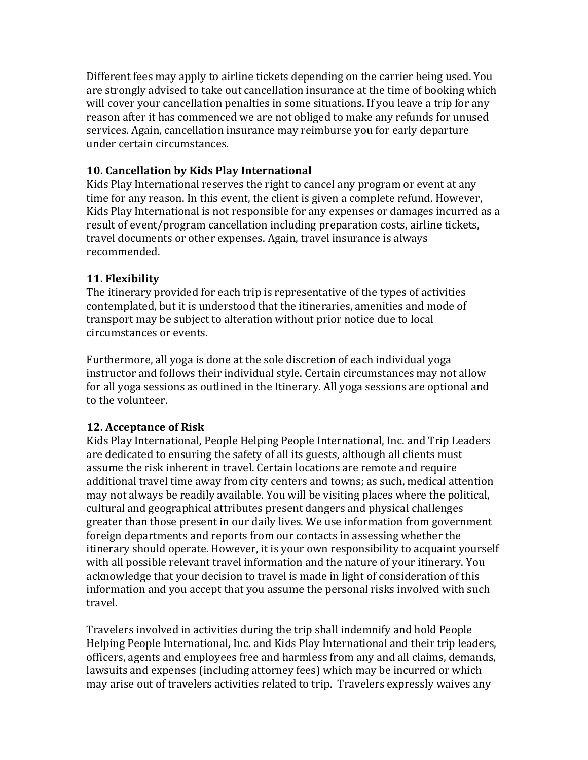Different fees may apply to airline tickets depending on the carrier being used. You are strongly advised to take out cancellation insurance at the time of booking which will cover your cancellation penalties in some situations. If you leave a trip for any reason after it has commenced we are not obliged to make any refunds for unused services. Again, cancellation insurance may reimburse you for early departure under certain circumstances.

**10. Cancellation by Kids Play International**

Kids Play International reserves the right to cancel any program or event at any time for any reason. In this event, the client is given a complete refund. However, Kids Play International is not responsible for any expenses or damages incurred as a result of event/program cancellation including preparation costs, airline tickets, travel documents or other expenses. Again, travel insurance is always recommended.

**11. Flexibility**

The itinerary provided for each trip is representative of the types of activities contemplated, but it is understood that the itineraries, amenities and mode of transport may be subject to alteration without prior notice due to local circumstances or events.

Furthermore, all yoga is done at the sole discretion of each individual yoga instructor and follows their individual style. Certain circumstances may not allow for all yoga sessions as outlined in the Itinerary. All yoga sessions are optional and to the volunteer.

**12. Acceptance of Risk**

Kids Play International, People Helping People International, Inc. and Trip Leaders are dedicated to ensuring the safety of all its guests, although all clients must assume the risk inherent in travel. Certain locations are remote and require additional travel time away from city centers and towns; as such, medical attention may not always be readily available. You will be visiting places where the political, cultural and geographical attributes present dangers and physical challenges greater than those present in our daily lives. We use information from government foreign departments and reports from our contacts in assessing whether the itinerary should operate. However, it is your own responsibility to acquaint yourself with all possible relevant travel information and the nature of your itinerary. You acknowledge that your decision to travel is made in light of consideration of this information and you accept that you assume the personal risks involved with such travel.

Travelers involved in activities during the trip shall indemnify and hold People Helping People International, Inc. and Kids Play International and their trip leaders, officers, agents and employees free and harmless from any and all claims, demands, lawsuits and expenses (including attorney fees) which may be incurred or which may arise out of travelers activities related to trip. Travelers expressly waives any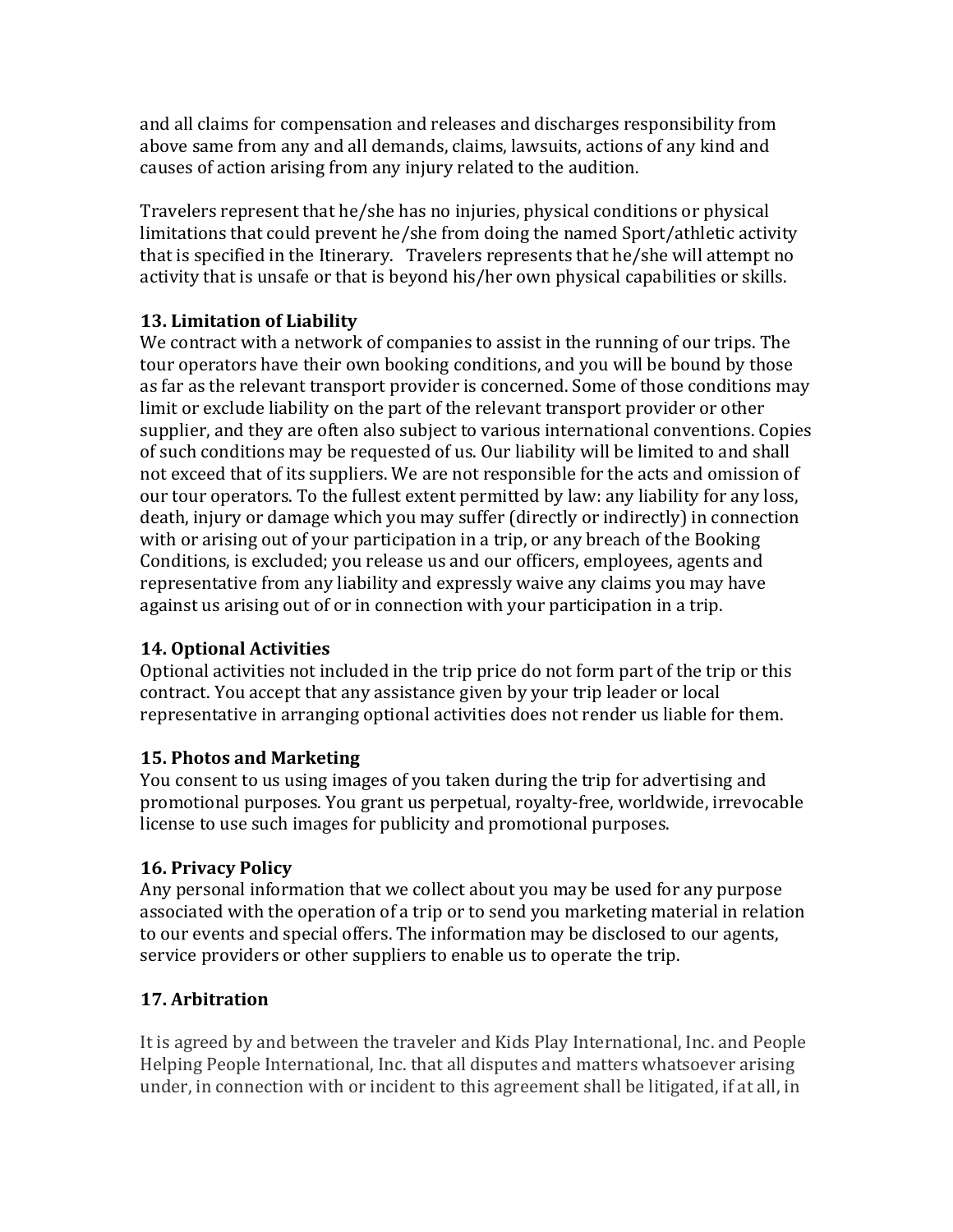and all claims for compensation and releases and discharges responsibility from above same from any and all demands, claims, lawsuits, actions of any kind and causes of action arising from any injury related to the audition.

Travelers represent that he/she has no injuries, physical conditions or physical limitations that could prevent he/she from doing the named Sport/athletic activity that is specified in the Itinerary. Travelers represents that he/she will attempt no activity that is unsafe or that is beyond his/her own physical capabilities or skills.

**13. Limitation of Liability**

We contract with a network of companies to assist in the running of our trips. The tour operators have their own booking conditions, and you will be bound by those as far as the relevant transport provider is concerned. Some of those conditions may limit or exclude liability on the part of the relevant transport provider or other supplier, and they are often also subject to various international conventions. Copies of such conditions may be requested of us. Our liability will be limited to and shall not exceed that of its suppliers. We are not responsible for the acts and omission of our tour operators. To the fullest extent permitted by law: any liability for any loss, death, injury or damage which you may suffer (directly or indirectly) in connection with or arising out of your participation in a trip, or any breach of the Booking Conditions, is excluded; you release us and our officers, employees, agents and representative from any liability and expressly waive any claims you may have against us arising out of or in connection with your participation in a trip.

**14. Optional Activities**

Optional activities not included in the trip price do not form part of the trip or this contract. You accept that any assistance given by your trip leader or local representative in arranging optional activities does not render us liable for them.

**15. Photos and Marketing**

You consent to us using images of you taken during the trip for advertising and promotional purposes. You grant us perpetual, royalty-free, worldwide, irrevocable license to use such images for publicity and promotional purposes.

**16. Privacy Policy**

Any personal information that we collect about you may be used for any purpose associated with the operation of a trip or to send you marketing material in relation to our events and special offers. The information may be disclosed to our agents, service providers or other suppliers to enable us to operate the trip.

**17. Arbitration**

It is agreed by and between the traveler and Kids Play International, Inc. and People Helping People International, Inc. that all disputes and matters whatsoever arising under, in connection with or incident to this agreement shall be litigated, if at all, in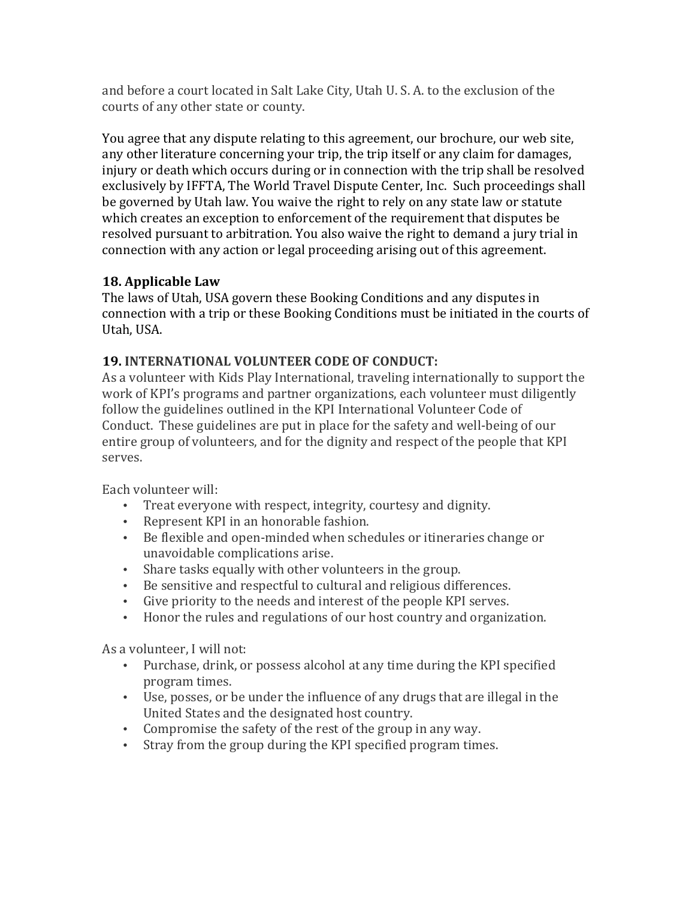and before a court located in Salt Lake City, Utah U. S. A. to the exclusion of the courts of any other state or county.

You agree that any dispute relating to this agreement, our brochure, our web site, any other literature concerning your trip, the trip itself or any claim for damages, injury or death which occurs during or in connection with the trip shall be resolved exclusively by IFFTA, The World Travel Dispute Center, Inc. Such proceedings shall be governed by Utah law. You waive the right to rely on any state law or statute which creates an exception to enforcement of the requirement that disputes be resolved pursuant to arbitration. You also waive the right to demand a jury trial in connection with any action or legal proceeding arising out of this agreement.

**18. Applicable Law**

The laws of Utah, USA govern these Booking Conditions and any disputes in connection with a trip or these Booking Conditions must be initiated in the courts of Utah, USA.

**19. INTERNATIONAL VOLUNTEER CODE OF CONDUCT:**

As a volunteer with Kids Play International, traveling internationally to support the work of KPI's programs and partner organizations, each volunteer must diligently follow the guidelines outlined in the KPI International Volunteer Code of Conduct. These guidelines are put in place for the safety and well-being of our entire group of volunteers, and for the dignity and respect of the people that KPI serves.

Each volunteer will:

- Treat everyone with respect, integrity, courtesy and dignity.
- Represent KPI in an honorable fashion.
- Be flexible and open-minded when schedules or itineraries change or unavoidable complications arise.
- Share tasks equally with other volunteers in the group.
- Be sensitive and respectful to cultural and religious differences.
- Give priority to the needs and interest of the people KPI serves.
- Honor the rules and regulations of our host country and organization.

As a volunteer, I will not:

- Purchase, drink, or possess alcohol at any time during the KPI specified program times.
- Use, posses, or be under the influence of any drugs that are illegal in the United States and the designated host country.
- Compromise the safety of the rest of the group in any way.
- Stray from the group during the KPI specified program times.